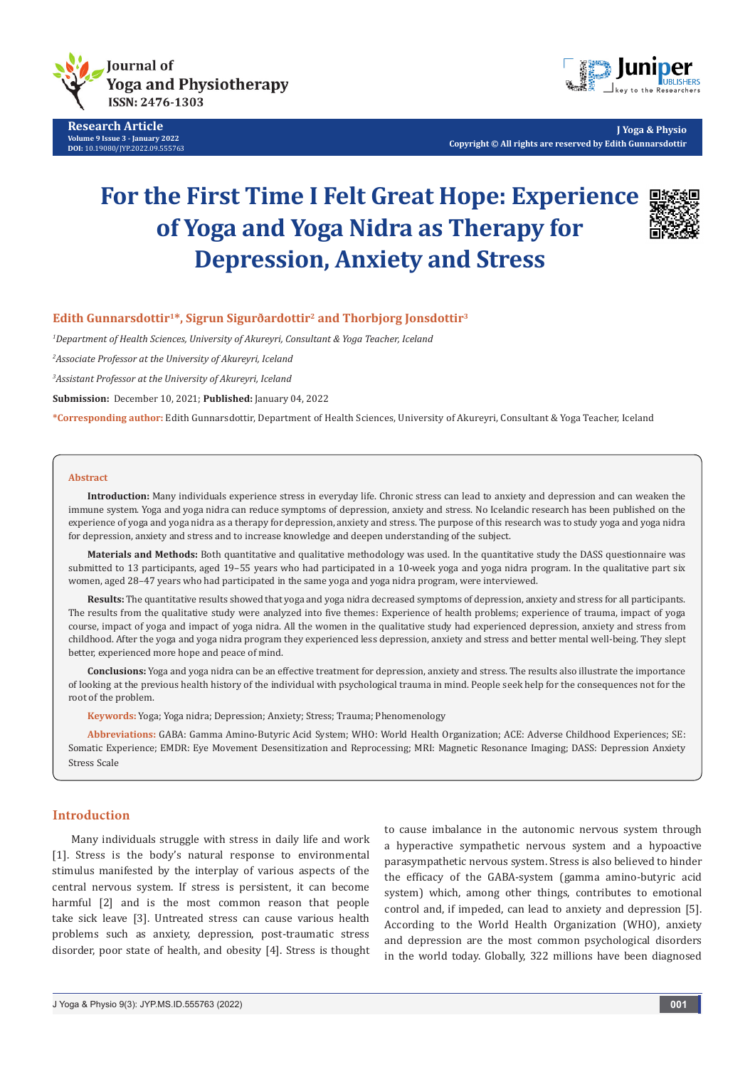# For the First Time I Felt Great Hope: Experience of Yoga and Yoga Nidra as Therapy for Depression, Anxiety and Stress

**Edith Gunnarsdottir[1]*, Sigrun Sigurðardottir[2] and Thorbjorg Jonsdottir[3]**

[1]*Department of Health Sciences, University of Akureyri, Consultant & Yoga Teacher, Iceland*

[2]*Associate Professor at the University of Akureyri, Iceland*

[3]*Assistant Professor at the University of Akureyri, Iceland*

**Submission:** December 10, 2021; **Published:** January 04, 2022

***Corresponding author:** Edith Gunnarsdottir, Department of Health Sciences, University of Akureyri, Consultant & Yoga Teacher, Iceland

## Abstract

**Introduction:** Many individuals experience stress in everyday life. Chronic stress can lead to anxiety and depression and can weaken the immune system. Yoga and yoga nidra can reduce symptoms of depression, anxiety and stress. No Icelandic research has been published on the experience of yoga and yoga nidra as a therapy for depression, anxiety and stress. The purpose of this research was to study yoga and yoga nidra for depression, anxiety and stress and to increase knowledge and deepen understanding of the subject.

**Materials and Methods:** Both quantitative and qualitative methodology was used. In the quantitative study the DASS questionnaire was submitted to 13 participants, aged 19–55 years who had participated in a 10-week yoga and yoga nidra program. In the qualitative part six women, aged 28–47 years who had participated in the same yoga and yoga nidra program, were interviewed.

**Results:** The quantitative results showed that yoga and yoga nidra decreased symptoms of depression, anxiety and stress for all participants. The results from the qualitative study were analyzed into five themes: Experience of health problems; experience of trauma, impact of yoga course, impact of yoga and impact of yoga nidra. All the women in the qualitative study had experienced depression, anxiety and stress from childhood. After the yoga and yoga nidra program they experienced less depression, anxiety and stress and better mental well-being. They slept better, experienced more hope and peace of mind.

**Conclusions:** Yoga and yoga nidra can be an effective treatment for depression, anxiety and stress. The results also illustrate the importance of looking at the previous health history of the individual with psychological trauma in mind. People seek help for the consequences not for the root of the problem.

**Keywords:** Yoga; Yoga nidra; Depression; Anxiety; Stress; Trauma; Phenomenology

**Abbreviations:** GABA: Gamma Amino-Butyric Acid System; WHO: World Health Organization; ACE: Adverse Childhood Experiences; SE: Somatic Experience; EMDR: Eye Movement Desensitization and Reprocessing; MRI: Magnetic Resonance Imaging; DASS: Depression Anxiety Stress Scale

## Introduction

Many individuals struggle with stress in daily life and work [1]. Stress is the body's natural response to environmental stimulus manifested by the interplay of various aspects of the central nervous system. If stress is persistent, it can become harmful [2] and is the most common reason that people take sick leave [3]. Untreated stress can cause various health problems such as anxiety, depression, post-traumatic stress disorder, poor state of health, and obesity [4]. Stress is thought to cause imbalance in the autonomic nervous system through a hyperactive sympathetic nervous system and a hypoactive parasympathetic nervous system. Stress is also believed to hinder the efficacy of the GABA-system (gamma amino-butyric acid system) which, among other things, contributes to emotional control and, if impeded, can lead to anxiety and depression [5]. According to the World Health Organization (WHO), anxiety and depression are the most common psychological disorders in the world today. Globally, 322 millions have been diagnosed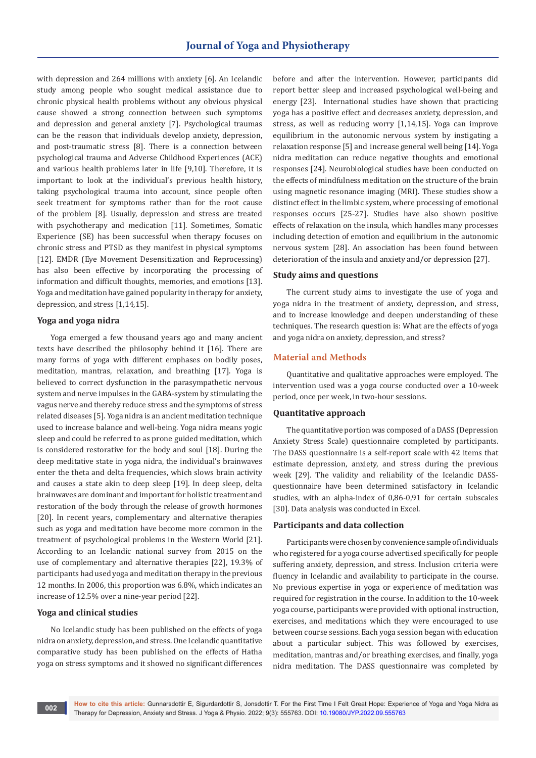with depression and 264 millions with anxiety [6]. An Icelandic study among people who sought medical assistance due to chronic physical health problems without any obvious physical cause showed a strong connection between such symptoms and depression and general anxiety [7]. Psychological traumas can be the reason that individuals develop anxiety, depression, and post-traumatic stress [8]. There is a connection between psychological trauma and Adverse Childhood Experiences (ACE) and various health problems later in life [9,10]. Therefore, it is important to look at the individual's previous health history, taking psychological trauma into account, since people often seek treatment for symptoms rather than for the root cause of the problem [8]. Usually, depression and stress are treated with psychotherapy and medication [11]. Sometimes, Somatic Experience (SE) has been successful when therapy focuses on chronic stress and PTSD as they manifest in physical symptoms [12]. EMDR (Eye Movement Desensitization and Reprocessing) has also been effective by incorporating the processing of information and difficult thoughts, memories, and emotions [13]. Yoga and meditation have gained popularity in therapy for anxiety, depression, and stress [1,14,15].

## Yoga and yoga nidra

Yoga emerged a few thousand years ago and many ancient texts have described the philosophy behind it [16]. There are many forms of yoga with different emphases on bodily poses, meditation, mantras, relaxation, and breathing [17]. Yoga is believed to correct dysfunction in the parasympathetic nervous system and nerve impulses in the GABA-system by stimulating the vagus nerve and thereby reduce stress and the symptoms of stress related diseases [5]. Yoga nidra is an ancient meditation technique used to increase balance and well-being. Yoga nidra means yogic sleep and could be referred to as prone guided meditation, which is considered restorative for the body and soul [18]. During the deep meditative state in yoga nidra, the individual's brainwaves enter the theta and delta frequencies, which slows brain activity and causes a state akin to deep sleep [19]. In deep sleep, delta brainwaves are dominant and important for holistic treatment and restoration of the body through the release of growth hormones [20]. In recent years, complementary and alternative therapies such as yoga and meditation have become more common in the treatment of psychological problems in the Western World [21]. According to an Icelandic national survey from 2015 on the use of complementary and alternative therapies [22], 19.3% of participants had used yoga and meditation therapy in the previous 12 months. In 2006, this proportion was 6.8%, which indicates an increase of 12.5% over a nine-year period [22].

## Yoga and clinical studies

No Icelandic study has been published on the effects of yoga nidra on anxiety, depression, and stress. One Icelandic quantitative comparative study has been published on the effects of Hatha yoga on stress symptoms and it showed no significant differences before and after the intervention. However, participants did report better sleep and increased psychological well-being and energy [23]. International studies have shown that practicing yoga has a positive effect and decreases anxiety, depression, and stress, as well as reducing worry [1,14,15]. Yoga can improve equilibrium in the autonomic nervous system by instigating a relaxation response [5] and increase general well being [14]. Yoga nidra meditation can reduce negative thoughts and emotional responses [24]. Neurobiological studies have been conducted on the effects of mindfulness meditation on the structure of the brain using magnetic resonance imaging (MRI). These studies show a distinct effect in the limbic system, where processing of emotional responses occurs [25-27]. Studies have also shown positive effects of relaxation on the insula, which handles many processes including detection of emotion and equilibrium in the autonomic nervous system [28]. An association has been found between deterioration of the insula and anxiety and/or depression [27].

## Study aims and questions

The current study aims to investigate the use of yoga and yoga nidra in the treatment of anxiety, depression, and stress, and to increase knowledge and deepen understanding of these techniques. The research question is: What are the effects of yoga and yoga nidra on anxiety, depression, and stress?

# Material and Methods

Quantitative and qualitative approaches were employed. The intervention used was a yoga course conducted over a 10-week period, once per week, in two-hour sessions.

## Quantitative approach

The quantitative portion was composed of a DASS (Depression Anxiety Stress Scale) questionnaire completed by participants. The DASS questionnaire is a self-report scale with 42 items that estimate depression, anxiety, and stress during the previous week [29]. The validity and reliability of the Icelandic DASS-questionnaire have been determined satisfactory in Icelandic studies, with an alpha-index of 0,86-0,91 for certain subscales [30]. Data analysis was conducted in Excel.

## Participants and data collection

Participants were chosen by convenience sample of individuals who registered for a yoga course advertised specifically for people suffering anxiety, depression, and stress. Inclusion criteria were fluency in Icelandic and availability to participate in the course. No previous expertise in yoga or experience of meditation was required for registration in the course. In addition to the 10-week yoga course, participants were provided with optional instruction, exercises, and meditations which they were encouraged to use between course sessions. Each yoga session began with education about a particular subject. This was followed by exercises, meditation, mantras and/or breathing exercises, and finally, yoga nidra meditation. The DASS questionnaire was completed by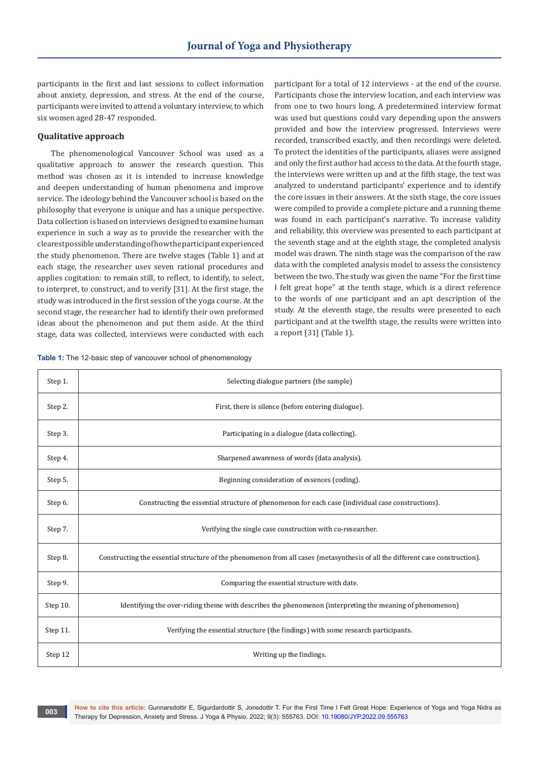participants in the first and last sessions to collect information about anxiety, depression, and stress. At the end of the course, participants were invited to attend a voluntary interview, to which six women aged 28-47 responded.

### Qualitative approach

The phenomenological Vancouver School was used as a qualitative approach to answer the research question. This method was chosen as it is intended to increase knowledge and deepen understanding of human phenomena and improve service. The ideology behind the Vancouver school is based on the philosophy that everyone is unique and has a unique perspective. Data collection is based on interviews designed to examine human experience in such a way as to provide the researcher with the clearest possible understanding of how the participant experienced the study phenomenon. There are twelve stages (Table 1) and at each stage, the researcher uses seven rational procedures and applies cogitation: to remain still, to reflect, to identify, to select, to interpret, to construct, and to verify [31]. At the first stage, the study was introduced in the first session of the yoga course. At the second stage, the researcher had to identify their own preformed ideas about the phenomenon and put them aside. At the third stage, data was collected, interviews were conducted with each participant for a total of 12 interviews - at the end of the course. Participants chose the interview location, and each interview was from one to two hours long. A predetermined interview format was used but questions could vary depending upon the answers provided and how the interview progressed. Interviews were recorded, transcribed exactly, and then recordings were deleted. To protect the identities of the participants, aliases were assigned and only the first author had access to the data. At the fourth stage, the interviews were written up and at the fifth stage, the text was analyzed to understand participants' experience and to identify the core issues in their answers. At the sixth stage, the core issues were compiled to provide a complete picture and a running theme was found in each participant's narrative. To increase validity and reliability, this overview was presented to each participant at the seventh stage and at the eighth stage, the completed analysis model was drawn. The ninth stage was the comparison of the raw data with the completed analysis model to assess the consistency between the two. The study was given the name "For the first time I felt great hope" at the tenth stage, which is a direct reference to the words of one participant and an apt description of the study. At the eleventh stage, the results were presented to each participant and at the twelfth stage, the results were written into a report [31] (Table 1).

**Table 1:** The 12-basic step of vancouver school of phenomenology

| | |
|---|---|
| Step 1. | Selecting dialogue partners (the sample) |
| Step 2. | First, there is silence (before entering dialogue). |
| Step 3. | Participating in a dialogue (data collecting). |
| Step 4. | Sharpened awareness of words (data analysis). |
| Step 5. | Beginning consideration of essences (coding). |
| Step 6. | Constructing the essential structure of phenomenon for each case (individual case constructions). |
| Step 7. | Verifying the single case construction with co-researcher. |
| Step 8. | Constructing the essential structure of the phenomenon from all cases (metasynthesis of all the different case construction). |
| Step 9. | Comparing the essential structure with date. |
| Step 10. | Identifying the over-riding theme with describes the phenomenon (interpreting the meaning of phenomenon) |
| Step 11. | Verifying the essential structure (the findings) with some research participants. |
| Step 12 | Writing up the findings. |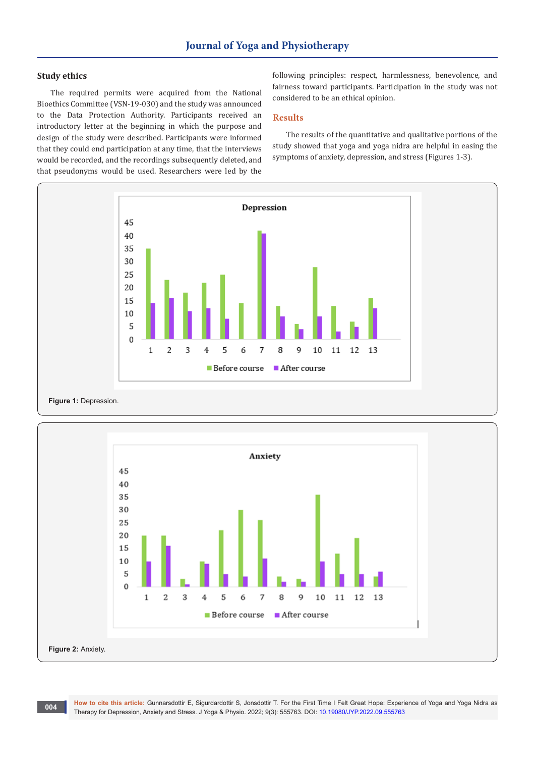## Study ethics

The required permits were acquired from the National Bioethics Committee (VSN-19-030) and the study was announced to the Data Protection Authority. Participants received an introductory letter at the beginning in which the purpose and design of the study were described. Participants were informed that they could end participation at any time, that the interviews would be recorded, and the recordings subsequently deleted, and that pseudonyms would be used. Researchers were led by the following principles: respect, harmlessness, benevolence, and fairness toward participants. Participation in the study was not considered to be an ethical opinion.

## Results

The results of the quantitative and qualitative portions of the study showed that yoga and yoga nidra are helpful in easing the symptoms of anxiety, depression, and stress (Figures 1-3).

**Figure 1:** Depression.

**Figure 2:** Anxiety.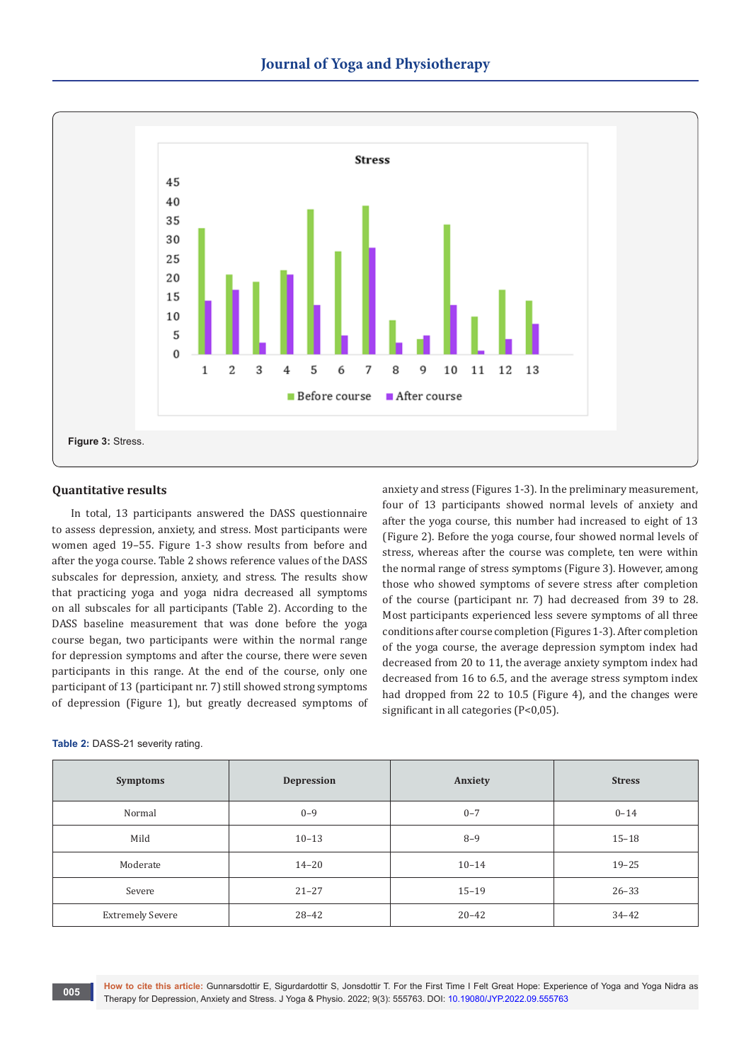Figure 3: Stress.

## Quantitative results

In total, 13 participants answered the DASS questionnaire to assess depression, anxiety, and stress. Most participants were women aged 19–55. Figure 1-3 show results from before and after the yoga course. Table 2 shows reference values of the DASS subscales for depression, anxiety, and stress. The results show that practicing yoga and yoga nidra decreased all symptoms on all subscales for all participants (Table 2). According to the DASS baseline measurement that was done before the yoga course began, two participants were within the normal range for depression symptoms and after the course, there were seven participants in this range. At the end of the course, only one participant of 13 (participant nr. 7) still showed strong symptoms of depression (Figure 1), but greatly decreased symptoms of anxiety and stress (Figures 1-3). In the preliminary measurement, four of 13 participants showed normal levels of anxiety and after the yoga course, this number had increased to eight of 13 (Figure 2). Before the yoga course, four showed normal levels of stress, whereas after the course was complete, ten were within the normal range of stress symptoms (Figure 3). However, among those who showed symptoms of severe stress after completion of the course (participant nr. 7) had decreased from 39 to 28. Most participants experienced less severe symptoms of all three conditions after course completion (Figures 1-3). After completion of the yoga course, the average depression symptom index had decreased from 20 to 11, the average anxiety symptom index had decreased from 16 to 6.5, and the average stress symptom index had dropped from 22 to 10.5 (Figure 4), and the changes were significant in all categories (P<0,05).

**Table 2:** DASS-21 severity rating.

| Symptoms | Depression | Anxiety | Stress |
|---|---|---|---|
| Normal | 0–9 | 0–7 | 0–14 |
| Mild | 10–13 | 8–9 | 15–18 |
| Moderate | 14–20 | 10–14 | 19–25 |
| Severe | 21–27 | 15–19 | 26–33 |
| Extremely Severe | 28–42 | 20–42 | 34–42 |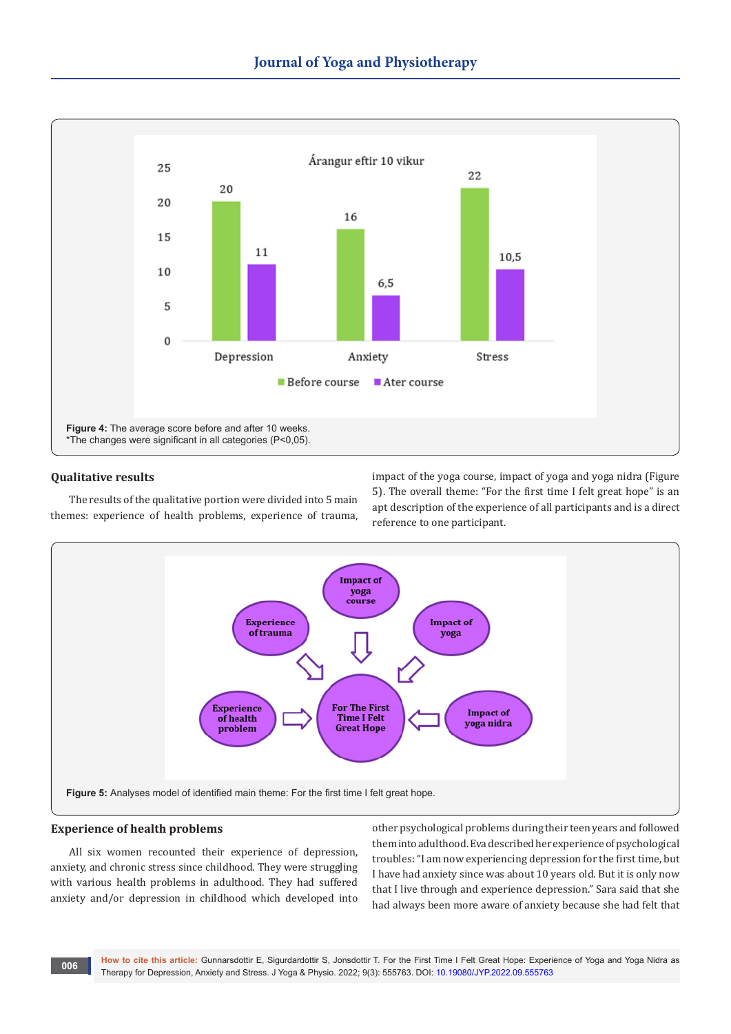Figure 4: The average score before and after 10 weeks.
*The changes were significant in all categories (P<0,05).

## Qualitative results

The results of the qualitative portion were divided into 5 main themes: experience of health problems, experience of trauma, impact of the yoga course, impact of yoga and yoga nidra (Figure 5). The overall theme: "For the first time I felt great hope" is an apt description of the experience of all participants and is a direct reference to one participant.

Figure 5: Analyses model of identified main theme: For the first time I felt great hope.

## Experience of health problems

All six women recounted their experience of depression, anxiety, and chronic stress since childhood. They were struggling with various health problems in adulthood. They had suffered anxiety and/or depression in childhood which developed into other psychological problems during their teen years and followed them into adulthood. Eva described her experience of psychological troubles: "I am now experiencing depression for the first time, but I have had anxiety since was about 10 years old. But it is only now that I live through and experience depression." Sara said that she had always been more aware of anxiety because she had felt that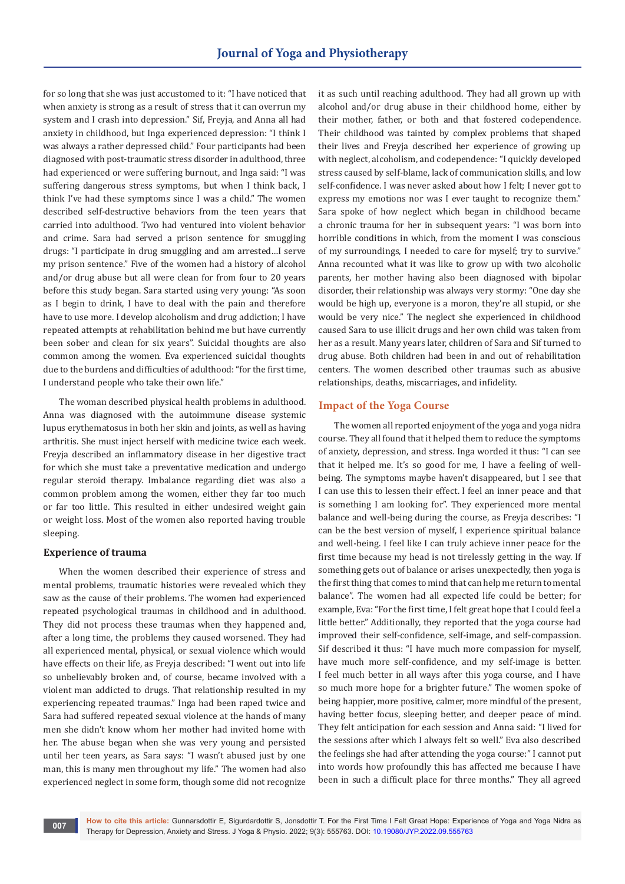for so long that she was just accustomed to it: "I have noticed that when anxiety is strong as a result of stress that it can overrun my system and I crash into depression." Sif, Freyja, and Anna all had anxiety in childhood, but Inga experienced depression: "I think I was always a rather depressed child." Four participants had been diagnosed with post-traumatic stress disorder in adulthood, three had experienced or were suffering burnout, and Inga said: "I was suffering dangerous stress symptoms, but when I think back, I think I've had these symptoms since I was a child." The women described self-destructive behaviors from the teen years that carried into adulthood. Two had ventured into violent behavior and crime. Sara had served a prison sentence for smuggling drugs: "I participate in drug smuggling and am arrested...I serve my prison sentence." Five of the women had a history of alcohol and/or drug abuse but all were clean for from four to 20 years before this study began. Sara started using very young: "As soon as I begin to drink, I have to deal with the pain and therefore have to use more. I develop alcoholism and drug addiction; I have repeated attempts at rehabilitation behind me but have currently been sober and clean for six years". Suicidal thoughts are also common among the women. Eva experienced suicidal thoughts due to the burdens and difficulties of adulthood: "for the first time, I understand people who take their own life."

The woman described physical health problems in adulthood. Anna was diagnosed with the autoimmune disease systemic lupus erythematosus in both her skin and joints, as well as having arthritis. She must inject herself with medicine twice each week. Freyja described an inflammatory disease in her digestive tract for which she must take a preventative medication and undergo regular steroid therapy. Imbalance regarding diet was also a common problem among the women, either they far too much or far too little. This resulted in either undesired weight gain or weight loss. Most of the women also reported having trouble sleeping.

### Experience of trauma

When the women described their experience of stress and mental problems, traumatic histories were revealed which they saw as the cause of their problems. The women had experienced repeated psychological traumas in childhood and in adulthood. They did not process these traumas when they happened and, after a long time, the problems they caused worsened. They had all experienced mental, physical, or sexual violence which would have effects on their life, as Freyja described: "I went out into life so unbelievably broken and, of course, became involved with a violent man addicted to drugs. That relationship resulted in my experiencing repeated traumas." Inga had been raped twice and Sara had suffered repeated sexual violence at the hands of many men she didn't know whom her mother had invited home with her. The abuse began when she was very young and persisted until her teen years, as Sara says: "I wasn't abused just by one man, this is many men throughout my life." The women had also experienced neglect in some form, though some did not recognize it as such until reaching adulthood. They had all grown up with alcohol and/or drug abuse in their childhood home, either by their mother, father, or both and that fostered codependence. Their childhood was tainted by complex problems that shaped their lives and Freyja described her experience of growing up with neglect, alcoholism, and codependence: "I quickly developed stress caused by self-blame, lack of communication skills, and low self-confidence. I was never asked about how I felt; I never got to express my emotions nor was I ever taught to recognize them." Sara spoke of how neglect which began in childhood became a chronic trauma for her in subsequent years: "I was born into horrible conditions in which, from the moment I was conscious of my surroundings, I needed to care for myself; try to survive." Anna recounted what it was like to grow up with two alcoholic parents, her mother having also been diagnosed with bipolar disorder, their relationship was always very stormy: "One day she would be high up, everyone is a moron, they're all stupid, or she would be very nice." The neglect she experienced in childhood caused Sara to use illicit drugs and her own child was taken from her as a result. Many years later, children of Sara and Sif turned to drug abuse. Both children had been in and out of rehabilitation centers. The women described other traumas such as abusive relationships, deaths, miscarriages, and infidelity.

## Impact of the Yoga Course

The women all reported enjoyment of the yoga and yoga nidra course. They all found that it helped them to reduce the symptoms of anxiety, depression, and stress. Inga worded it thus: "I can see that it helped me. It's so good for me, I have a feeling of well-being. The symptoms maybe haven't disappeared, but I see that I can use this to lessen their effect. I feel an inner peace and that is something I am looking for". They experienced more mental balance and well-being during the course, as Freyja describes: "I can be the best version of myself, I experience spiritual balance and well-being. I feel like I can truly achieve inner peace for the first time because my head is not tirelessly getting in the way. If something gets out of balance or arises unexpectedly, then yoga is the first thing that comes to mind that can help me return to mental balance". The women had all expected life could be better; for example, Eva: "For the first time, I felt great hope that I could feel a little better." Additionally, they reported that the yoga course had improved their self-confidence, self-image, and self-compassion. Sif described it thus: "I have much more compassion for myself, have much more self-confidence, and my self-image is better. I feel much better in all ways after this yoga course, and I have so much more hope for a brighter future." The women spoke of being happier, more positive, calmer, more mindful of the present, having better focus, sleeping better, and deeper peace of mind. They felt anticipation for each session and Anna said: "I lived for the sessions after which I always felt so well." Eva also described the feelings she had after attending the yoga course:" I cannot put into words how profoundly this has affected me because I have been in such a difficult place for three months." They all agreed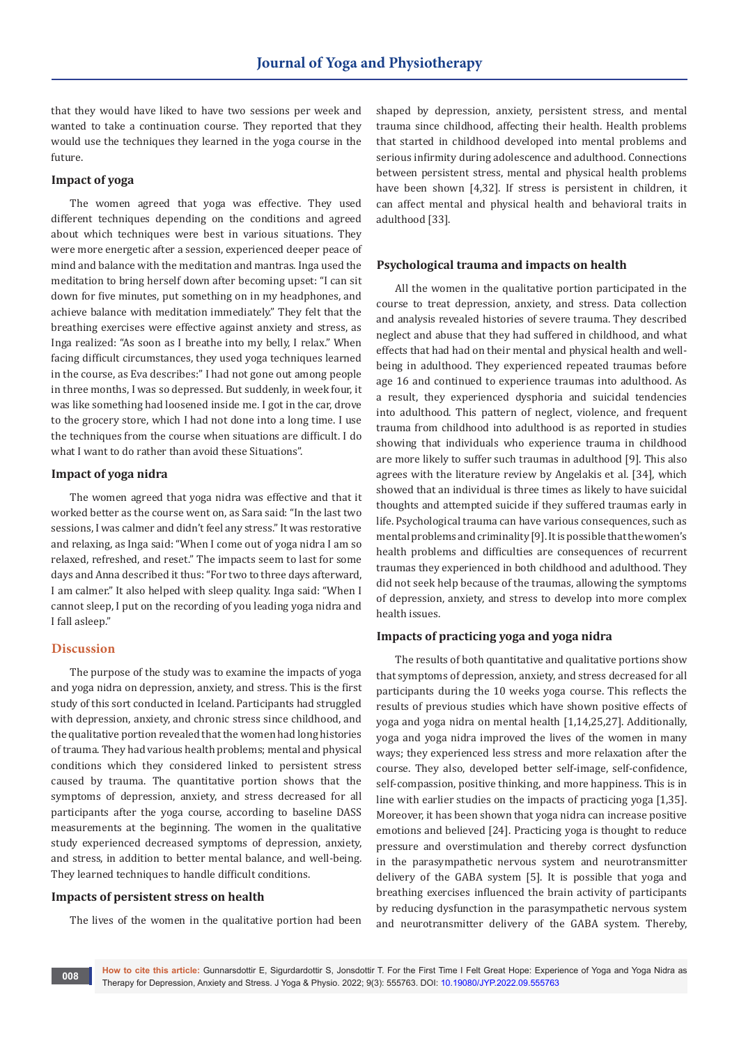that they would have liked to have two sessions per week and wanted to take a continuation course. They reported that they would use the techniques they learned in the yoga course in the future.

### Impact of yoga

The women agreed that yoga was effective. They used different techniques depending on the conditions and agreed about which techniques were best in various situations. They were more energetic after a session, experienced deeper peace of mind and balance with the meditation and mantras. Inga used the meditation to bring herself down after becoming upset: "I can sit down for five minutes, put something on in my headphones, and achieve balance with meditation immediately." They felt that the breathing exercises were effective against anxiety and stress, as Inga realized: "As soon as I breathe into my belly, I relax." When facing difficult circumstances, they used yoga techniques learned in the course, as Eva describes:" I had not gone out among people in three months, I was so depressed. But suddenly, in week four, it was like something had loosened inside me. I got in the car, drove to the grocery store, which I had not done into a long time. I use the techniques from the course when situations are difficult. I do what I want to do rather than avoid these Situations".

### Impact of yoga nidra

The women agreed that yoga nidra was effective and that it worked better as the course went on, as Sara said: "In the last two sessions, I was calmer and didn't feel any stress." It was restorative and relaxing, as Inga said: "When I come out of yoga nidra I am so relaxed, refreshed, and reset." The impacts seem to last for some days and Anna described it thus: "For two to three days afterward, I am calmer." It also helped with sleep quality. Inga said: "When I cannot sleep, I put on the recording of you leading yoga nidra and I fall asleep."

## Discussion

The purpose of the study was to examine the impacts of yoga and yoga nidra on depression, anxiety, and stress. This is the first study of this sort conducted in Iceland. Participants had struggled with depression, anxiety, and chronic stress since childhood, and the qualitative portion revealed that the women had long histories of trauma. They had various health problems; mental and physical conditions which they considered linked to persistent stress caused by trauma. The quantitative portion shows that the symptoms of depression, anxiety, and stress decreased for all participants after the yoga course, according to baseline DASS measurements at the beginning. The women in the qualitative study experienced decreased symptoms of depression, anxiety, and stress, in addition to better mental balance, and well-being. They learned techniques to handle difficult conditions.

### Impacts of persistent stress on health

The lives of the women in the qualitative portion had been shaped by depression, anxiety, persistent stress, and mental trauma since childhood, affecting their health. Health problems that started in childhood developed into mental problems and serious infirmity during adolescence and adulthood. Connections between persistent stress, mental and physical health problems have been shown [4,32]. If stress is persistent in children, it can affect mental and physical health and behavioral traits in adulthood [33].

### Psychological trauma and impacts on health

All the women in the qualitative portion participated in the course to treat depression, anxiety, and stress. Data collection and analysis revealed histories of severe trauma. They described neglect and abuse that they had suffered in childhood, and what effects that had had on their mental and physical health and well-being in adulthood. They experienced repeated traumas before age 16 and continued to experience traumas into adulthood. As a result, they experienced dysphoria and suicidal tendencies into adulthood. This pattern of neglect, violence, and frequent trauma from childhood into adulthood is as reported in studies showing that individuals who experience trauma in childhood are more likely to suffer such traumas in adulthood [9]. This also agrees with the literature review by Angelakis et al. [34], which showed that an individual is three times as likely to have suicidal thoughts and attempted suicide if they suffered traumas early in life. Psychological trauma can have various consequences, such as mental problems and criminality [9]. It is possible that the women's health problems and difficulties are consequences of recurrent traumas they experienced in both childhood and adulthood. They did not seek help because of the traumas, allowing the symptoms of depression, anxiety, and stress to develop into more complex health issues.

### Impacts of practicing yoga and yoga nidra

The results of both quantitative and qualitative portions show that symptoms of depression, anxiety, and stress decreased for all participants during the 10 weeks yoga course. This reflects the results of previous studies which have shown positive effects of yoga and yoga nidra on mental health [1,14,25,27]. Additionally, yoga and yoga nidra improved the lives of the women in many ways; they experienced less stress and more relaxation after the course. They also, developed better self-image, self-confidence, self-compassion, positive thinking, and more happiness. This is in line with earlier studies on the impacts of practicing yoga [1,35]. Moreover, it has been shown that yoga nidra can increase positive emotions and believed [24]. Practicing yoga is thought to reduce pressure and overstimulation and thereby correct dysfunction in the parasympathetic nervous system and neurotransmitter delivery of the GABA system [5]. It is possible that yoga and breathing exercises influenced the brain activity of participants by reducing dysfunction in the parasympathetic nervous system and neurotransmitter delivery of the GABA system. Thereby,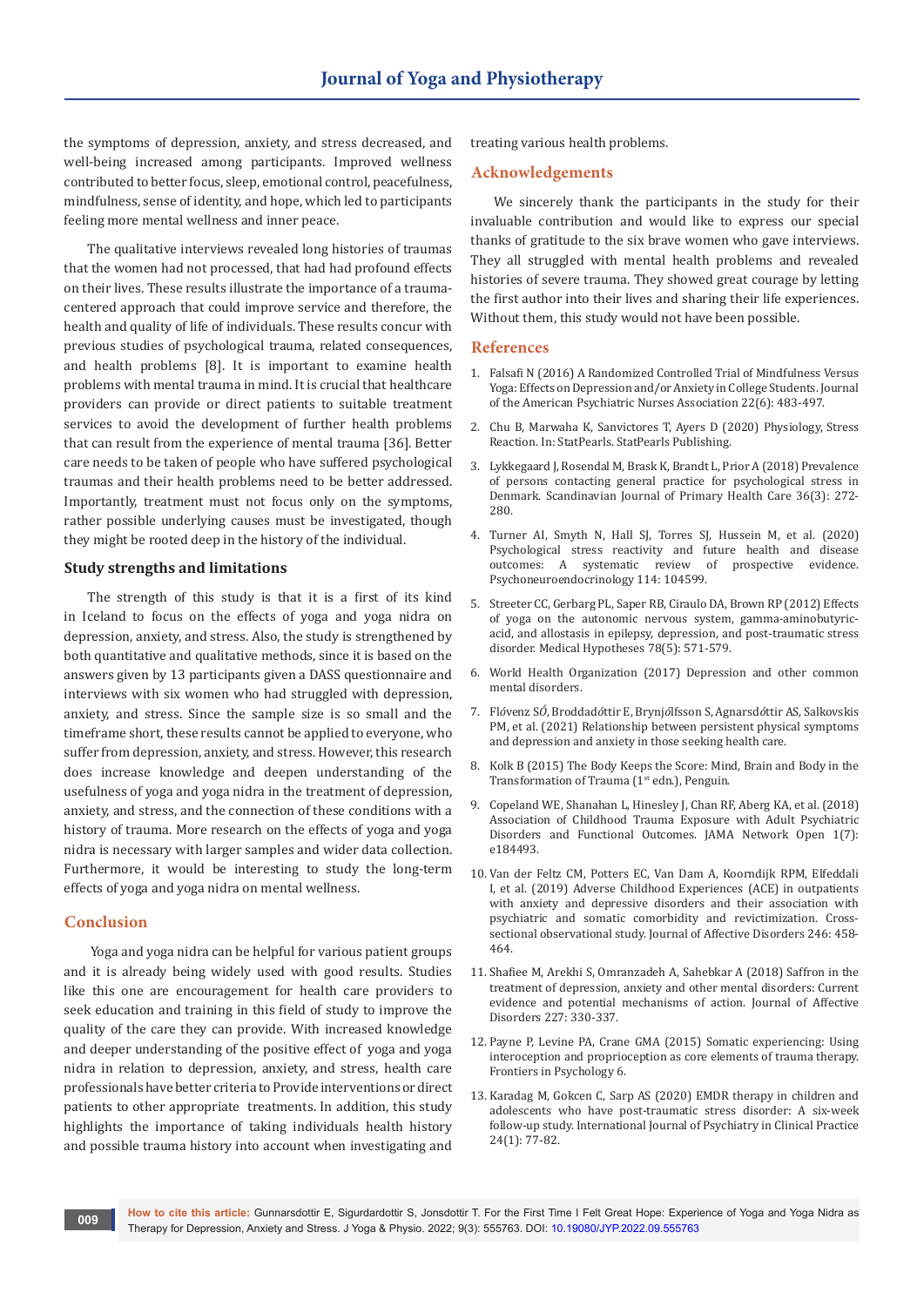the symptoms of depression, anxiety, and stress decreased, and well-being increased among participants. Improved wellness contributed to better focus, sleep, emotional control, peacefulness, mindfulness, sense of identity, and hope, which led to participants feeling more mental wellness and inner peace.

The qualitative interviews revealed long histories of traumas that the women had not processed, that had had profound effects on their lives. These results illustrate the importance of a trauma-centered approach that could improve service and therefore, the health and quality of life of individuals. These results concur with previous studies of psychological trauma, related consequences, and health problems [8]. It is important to examine health problems with mental trauma in mind. It is crucial that healthcare providers can provide or direct patients to suitable treatment services to avoid the development of further health problems that can result from the experience of mental trauma [36]. Better care needs to be taken of people who have suffered psychological traumas and their health problems need to be better addressed. Importantly, treatment must not focus only on the symptoms, rather possible underlying causes must be investigated, though they might be rooted deep in the history of the individual.

### Study strengths and limitations

The strength of this study is that it is a first of its kind in Iceland to focus on the effects of yoga and yoga nidra on depression, anxiety, and stress. Also, the study is strengthened by both quantitative and qualitative methods, since it is based on the answers given by 13 participants given a DASS questionnaire and interviews with six women who had struggled with depression, anxiety, and stress. Since the sample size is so small and the timeframe short, these results cannot be applied to everyone, who suffer from depression, anxiety, and stress. However, this research does increase knowledge and deepen understanding of the usefulness of yoga and yoga nidra in the treatment of depression, anxiety, and stress, and the connection of these conditions with a history of trauma. More research on the effects of yoga and yoga nidra is necessary with larger samples and wider data collection. Furthermore, it would be interesting to study the long-term effects of yoga and yoga nidra on mental wellness.

## Conclusion

Yoga and yoga nidra can be helpful for various patient groups and it is already being widely used with good results. Studies like this one are encouragement for health care providers to seek education and training in this field of study to improve the quality of the care they can provide. With increased knowledge and deeper understanding of the positive effect of yoga and yoga nidra in relation to depression, anxiety, and stress, health care professionals have better criteria to Provide interventions or direct patients to other appropriate treatments. In addition, this study highlights the importance of taking individuals health history and possible trauma history into account when investigating and treating various health problems.

## Acknowledgements

We sincerely thank the participants in the study for their invaluable contribution and would like to express our special thanks of gratitude to the six brave women who gave interviews. They all struggled with mental health problems and revealed histories of severe trauma. They showed great courage by letting the first author into their lives and sharing their life experiences. Without them, this study would not have been possible.

## References

1. Falsafi N (2016) A Randomized Controlled Trial of Mindfulness Versus Yoga: Effects on Depression and/or Anxiety in College Students. Journal of the American Psychiatric Nurses Association 22(6): 483-497.
2. Chu B, Marwaha K, Sanvictores T, Ayers D (2020) Physiology, Stress Reaction. In: StatPearls. StatPearls Publishing.
3. Lykkegaard J, Rosendal M, Brask K, Brandt L, Prior A (2018) Prevalence of persons contacting general practice for psychological stress in Denmark. Scandinavian Journal of Primary Health Care 36(3): 272-280.
4. Turner AI, Smyth N, Hall SJ, Torres SJ, Hussein M, et al. (2020) Psychological stress reactivity and future health and disease outcomes: A systematic review of prospective evidence. Psychoneuroendocrinology 114: 104599.
5. Streeter CC, Gerbarg PL, Saper RB, Ciraulo DA, Brown RP (2012) Effects of yoga on the autonomic nervous system, gamma-aminobutyric-acid, and allostasis in epilepsy, depression, and post-traumatic stress disorder. Medical Hypotheses 78(5): 571-579.
6. World Health Organization (2017) Depression and other common mental disorders.
7. Flóvenz SÓ, Broddadóttir E, Brynjólfsson S, Agnarsdóttir AS, Salkovskis PM, et al. (2021) Relationship between persistent physical symptoms and depression and anxiety in those seeking health care.
8. Kolk B (2015) The Body Keeps the Score: Mind, Brain and Body in the Transformation of Trauma (1st edn.), Penguin.
9. Copeland WE, Shanahan L, Hinesley J, Chan RF, Aberg KA, et al. (2018) Association of Childhood Trauma Exposure with Adult Psychiatric Disorders and Functional Outcomes. JAMA Network Open 1(7): e184493.
10. Van der Feltz CM, Potters EC, Van Dam A, Koorndijk RPM, Elfeddali I, et al. (2019) Adverse Childhood Experiences (ACE) in outpatients with anxiety and depressive disorders and their association with psychiatric and somatic comorbidity and revictimization. Cross-sectional observational study. Journal of Affective Disorders 246: 458-464.
11. Shafiee M, Arekhi S, Omranzadeh A, Sahebkar A (2018) Saffron in the treatment of depression, anxiety and other mental disorders: Current evidence and potential mechanisms of action. Journal of Affective Disorders 227: 330-337.
12. Payne P, Levine PA, Crane GMA (2015) Somatic experiencing: Using interoception and proprioception as core elements of trauma therapy. Frontiers in Psychology 6.
13. Karadag M, Gokcen C, Sarp AS (2020) EMDR therapy in children and adolescents who have post-traumatic stress disorder: A six-week follow-up study. International Journal of Psychiatry in Clinical Practice 24(1): 77-82.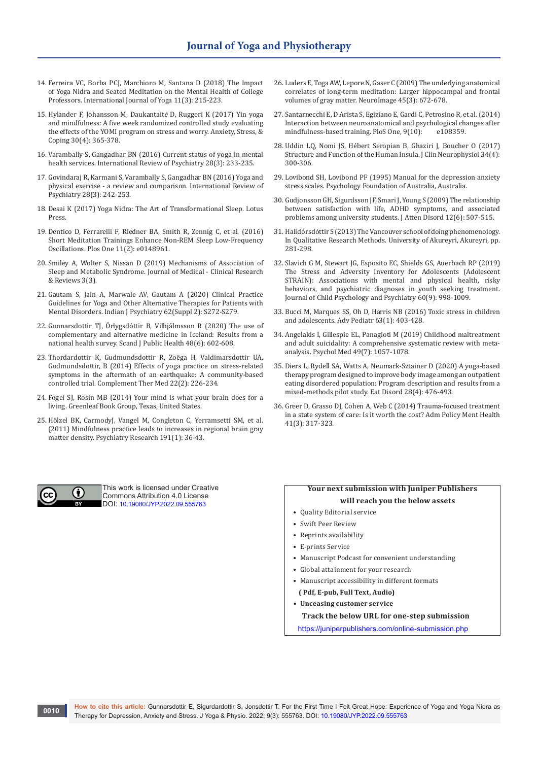14. Ferreira VC, Borba PCJ, Marchioro M, Santana D (2018) The Impact of Yoga Nidra and Seated Meditation on the Mental Health of College Professors. International Journal of Yoga 11(3): 215-223.
15. Hylander F, Johansson M, Daukantaitė D, Ruggeri K (2017) Yin yoga and mindfulness: A five week randomized controlled study evaluating the effects of the YOMI program on stress and worry. Anxiety, Stress, & Coping 30(4): 365-378.
16. Varambally S, Gangadhar BN (2016) Current status of yoga in mental health services. International Review of Psychiatry 28(3): 233-235.
17. Govindaraj R, Karmani S, Varambally S, Gangadhar BN (2016) Yoga and physical exercise - a review and comparison. International Review of Psychiatry 28(3): 242-253.
18. Desai K (2017) Yoga Nidra: The Art of Transformational Sleep. Lotus Press.
19. Dentico D, Ferrarelli F, Riedner BA, Smith R, Zennig C, et al. (2016) Short Meditation Trainings Enhance Non-REM Sleep Low-Frequency Oscillations. Plos One 11(2): e0148961.
20. Smiley A, Wolter S, Nissan D (2019) Mechanisms of Association of Sleep and Metabolic Syndrome. Journal of Medical - Clinical Research & Reviews 3(3).
21. Gautam S, Jain A, Marwale AV, Gautam A (2020) Clinical Practice Guidelines for Yoga and Other Alternative Therapies for Patients with Mental Disorders. Indian J Psychiatry 62(Suppl 2): S272-S279.
22. Gunnarsdottir TJ, Örlygsdóttir B, Vilhjálmsson R (2020) The use of complementary and alternative medicine in Iceland: Results from a national health survey. Scand J Public Health 48(6): 602-608.
23. Thordardottir K, Gudmundsdottir R, Zoëga H, Valdimarsdottir UA, Gudmundsdottir, B (2014) Effects of yoga practice on stress-related symptoms in the aftermath of an earthquake: A community-based controlled trial. Complement Ther Med 22(2): 226-234.
24. Fogel SJ, Rosin MB (2014) Your mind is what your brain does for a living. Greenleaf Book Group, Texas, United States.
25. Hölzel BK, CarmodyJ, Vangel M, Congleton C, Yerramsetti SM, et al. (2011) Mindfulness practice leads to increases in regional brain gray matter density. Psychiatry Research 191(1): 36-43.
26. Luders E, Toga AW, Lepore N, Gaser C (2009) The underlying anatomical correlates of long-term meditation: Larger hippocampal and frontal volumes of gray matter. NeuroImage 45(3): 672-678.
27. Santarnecchi E, D Arista S, Egiziano E, Gardi C, Petrosino R, et al. (2014) Interaction between neuroanatomical and psychological changes after mindfulness-based training. PloS One, 9(10): e108359.
28. Uddin LQ, Nomi JS, Hébert Seropian B, Ghaziri J, Boucher O (2017) Structure and Function of the Human Insula. J Clin Neurophysiol 34(4): 300-306.
29. Lovibond SH, Lovibond PF (1995) Manual for the depression anxiety stress scales. Psychology Foundation of Australia, Australia.
30. Gudjonsson GH, Sigurdsson JF, Smari J, Young S (2009) The relationship between satisfaction with life, ADHD symptoms, and associated problems among university students. J Atten Disord 12(6): 507-515.
31. Halldórsdóttir S (2013) The Vancouver school of doing phenomenology. In Qualitative Research Methods. University of Akureyri, Akureyri, pp. 281-298.
32. Slavich G M, Stewart JG, Esposito EC, Shields GS, Auerbach RP (2019) The Stress and Adversity Inventory for Adolescents (Adolescent STRAIN): Associations with mental and physical health, risky behaviors, and psychiatric diagnoses in youth seeking treatment. Journal of Child Psychology and Psychiatry 60(9): 998-1009.
33. Bucci M, Marques SS, Oh D, Harris NB (2016) Toxic stress in children and adolescents. Adv Pediatr 63(1): 403-428.
34. Angelakis I, Gillespie EL, Panagioti M (2019) Childhood maltreatment and adult suicidality: A comprehensive systematic review with meta-analysis. Psychol Med 49(7): 1057-1078.
35. Diers L, Rydell SA, Watts A, Neumark-Sztainer D (2020) A yoga-based therapy program designed to improve body image among an outpatient eating disordered population: Program description and results from a mixed-methods pilot study. Eat Disord 28(4): 476-493.
36. Greer D, Grasso DJ, Cohen A, Web C (2014) Trauma-focused treatment in a state system of care: Is it worth the cost? Adm Policy Ment Health 41(3): 317-323.

This work is licensed under Creative Commons Attribution 4.0 License
DOI: 10.19080/JYP.2022.09.555763

**Your next submission with Juniper Publishers will reach you the below assets**

- Quality Editorial service
- Swift Peer Review
- Reprints availability
- E-prints Service
- Manuscript Podcast for convenient understanding
- Global attainment for your research
- Manuscript accessibility in different formats
  **( Pdf, E-pub, Full Text, Audio)**
- **Unceasing customer service**

**Track the below URL for one-step submission**

https://juniperpublishers.com/online-submission.php

**How to cite this article:** Gunnarsdottir E, Sigurdardottir S, Jonsdottir T. For the First Time I Felt Great Hope: Experience of Yoga and Yoga Nidra as Therapy for Depression, Anxiety and Stress. J Yoga & Physio. 2022; 9(3): 555763. DOI: 10.19080/JYP.2022.09.555763